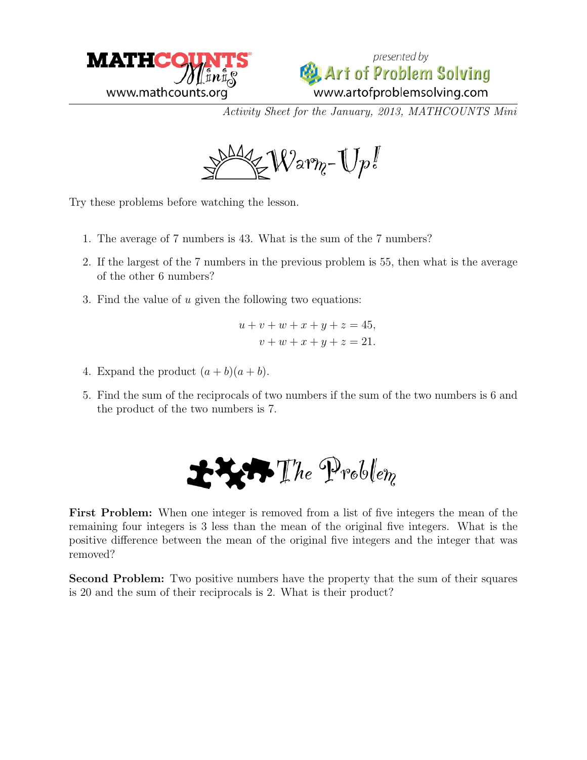MATHCOUNTS Minis
www.mathcounts.org

presented by Art of Problem Solving
www.artofproblemsolving.com

*Activity Sheet for the January, 2013, MATHCOUNTS Mini*

# Warm-Up!

Try these problems before watching the lesson.

1. The average of 7 numbers is 43. What is the sum of the 7 numbers?
2. If the largest of the 7 numbers in the previous problem is 55, then what is the average of the other 6 numbers?
3. Find the value of $u$ given the following two equations:

$$\begin{aligned} u + v + w + x + y + z &= 45, \\ v + w + x + y + z &= 21. \end{aligned}$$

4. Expand the product $(a + b)(a + b)$.
5. Find the sum of the reciprocals of two numbers if the sum of the two numbers is 6 and the product of the two numbers is 7.

# The Problem

**First Problem:** When one integer is removed from a list of five integers the mean of the remaining four integers is 3 less than the mean of the original five integers. What is the positive difference between the mean of the original five integers and the integer that was removed?

**Second Problem:** Two positive numbers have the property that the sum of their squares is 20 and the sum of their reciprocals is 2. What is their product?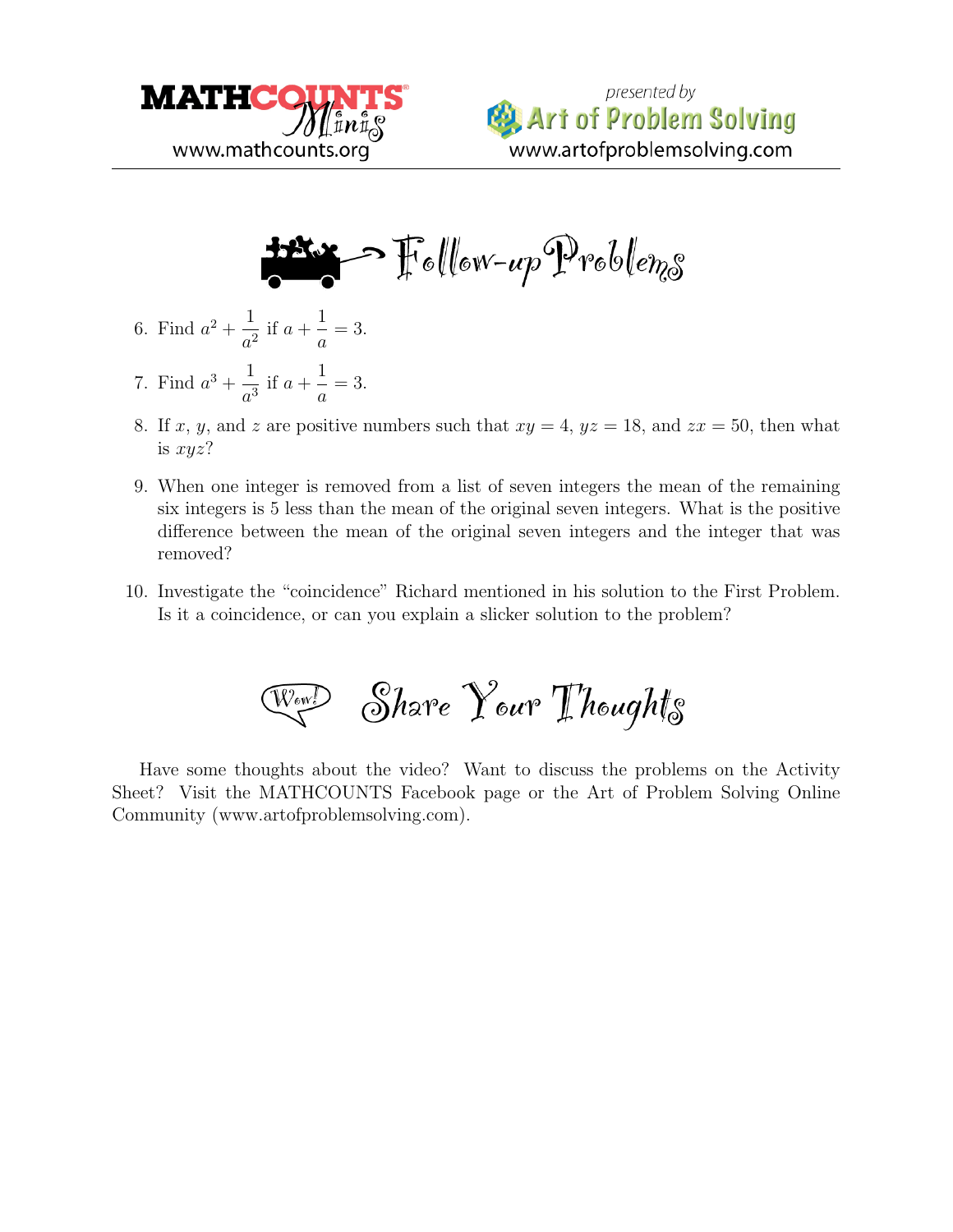## Follow-up Problems

6. Find $a^2 + \frac{1}{a^2}$ if $a + \frac{1}{a} = 3$.

7. Find $a^3 + \frac{1}{a^3}$ if $a + \frac{1}{a} = 3$.

8. If $x$, $y$, and $z$ are positive numbers such that $xy = 4$, $yz = 18$, and $zx = 50$, then what is $xyz$?

9. When one integer is removed from a list of seven integers the mean of the remaining six integers is 5 less than the mean of the original seven integers. What is the positive difference between the mean of the original seven integers and the integer that was removed?

10. Investigate the "coincidence" Richard mentioned in his solution to the First Problem. Is it a coincidence, or can you explain a slicker solution to the problem?

## Share Your Thoughts

Have some thoughts about the video? Want to discuss the problems on the Activity Sheet? Visit the MATHCOUNTS Facebook page or the Art of Problem Solving Online Community (www.artofproblemsolving.com).